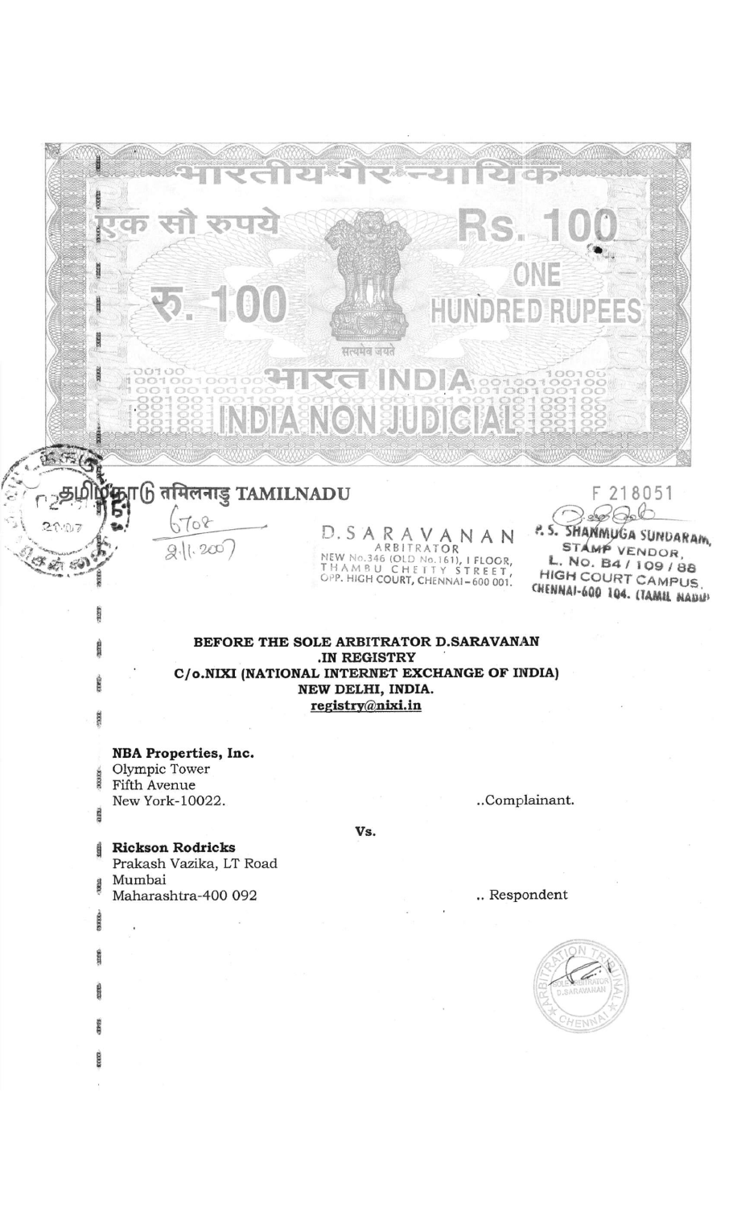भारतीय गैर न्यायिक

एक सौ रुपये Rs. 100 ONE HUNDRED RUPEES

रु. 100

सत्यमेव जयते

भारत INDIA

INDIA NON JUDICIAL

தமிழ்நாடு तमिलनाडु TAMILNADU

F 218051

6708
2.11.2007

D.SARAVANAN
ARBITRATOR
NEW No.346 (OLD No.161), I FLOOR,
THAMBU CHETTY STREET,
OPP. HIGH COURT, CHENNAI – 600 001.

P.S. SHANMUGA SUNDARAM,
STAMP VENDOR,
L. No. B4 / 109 / 88
HIGH COURT CAMPUS,
CHENNAI-600 104. (TAMIL NADU)

**BEFORE THE SOLE ARBITRATOR D.SARAVANAN**
**.IN REGISTRY**
**C/o.NIXI (NATIONAL INTERNET EXCHANGE OF INDIA)**
**NEW DELHI, INDIA.**
**registry@nixi.in**

**NBA Properties, Inc.**
Olympic Tower
Fifth Avenue
New York-10022. ..Complainant.

**Vs.**

**Rickson Rodricks**
Prakash Vazika, LT Road
Mumbai
Maharashtra-400 092 .. Respondent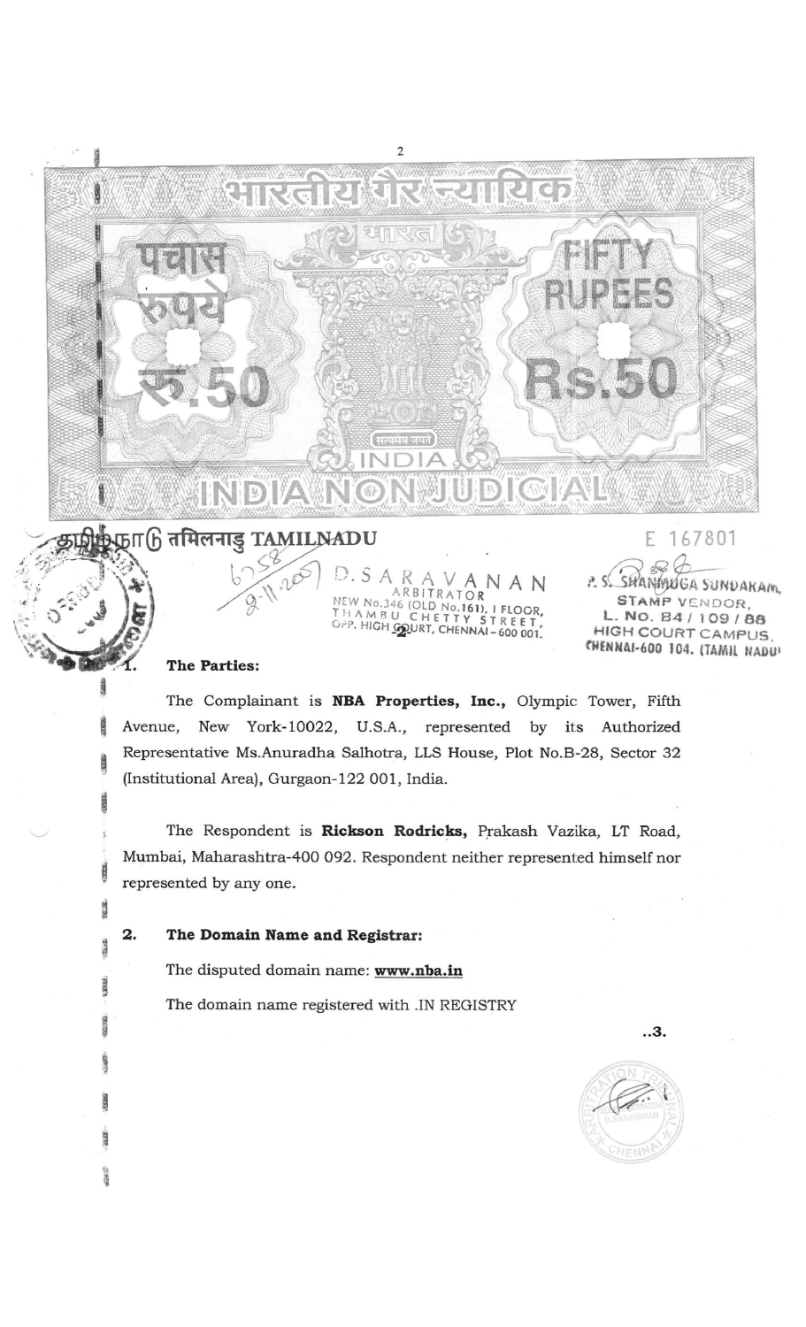भारतीय गैर न्यायिक

पचास रुपये रू.50

FIFTY RUPEES Rs.50

INDIA

INDIA NON JUDICIAL

தமிழ்நாடு तमिलनाडु TAMILNADU

E 167801

D.SARAVANAN
ARBITRATOR
NEW No.346 (OLD No.161), I FLOOR,
THAMBU CHETTY STREET,
OPP. HIGH COURT, CHENNAI - 600 001.

P.S. SHANMUGA SUNDARAM,
STAMP VENDOR,
L. NO. B4 / 109 / 88
HIGH COURT CAMPUS,
CHENNAI-600 104. (TAMIL NADU)

## 1. The Parties:

The Complainant is **NBA Properties, Inc.,** Olympic Tower, Fifth Avenue, New York-10022, U.S.A., represented by its Authorized Representative Ms.Anuradha Salhotra, LLS House, Plot No.B-28, Sector 32 (Institutional Area), Gurgaon-122 001, India.

The Respondent is **Rickson Rodricks,** Prakash Vazika, LT Road, Mumbai, Maharashtra-400 092. Respondent neither represented himself nor represented by any one.

## 2. The Domain Name and Registrar:

The disputed domain name: **www.nba.in**

The domain name registered with .IN REGISTRY

..3.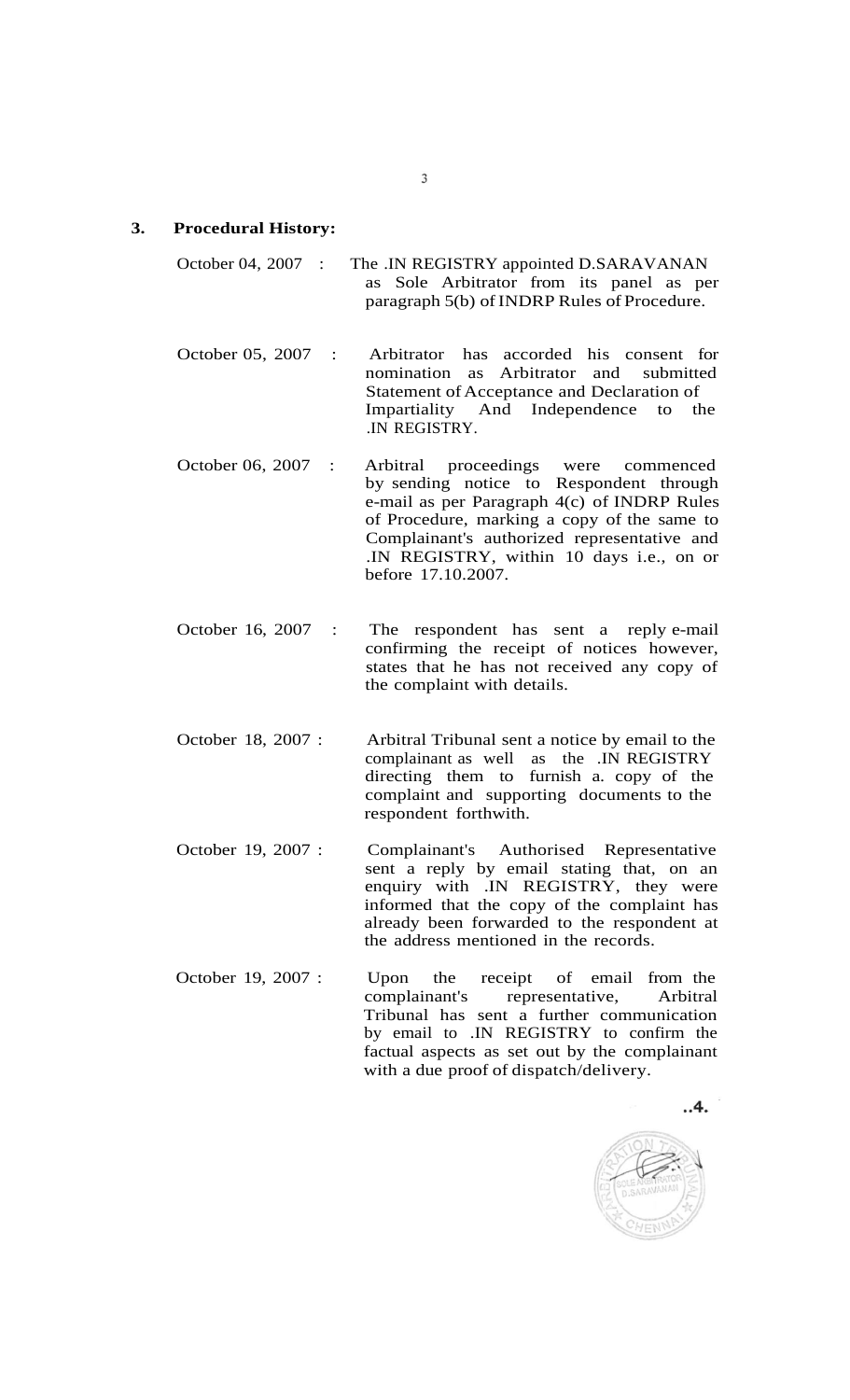### 3. Procedural History:

| | |
|---|---|
| October 04, 2007 : | The .IN REGISTRY appointed D.SARAVANAN as Sole Arbitrator from its panel as per paragraph 5(b) of INDRP Rules of Procedure. |
| October 05, 2007 : | Arbitrator has accorded his consent for nomination as Arbitrator and submitted Statement of Acceptance and Declaration of Impartiality And Independence to the .IN REGISTRY. |
| October 06, 2007 : | Arbitral proceedings were commenced by sending notice to Respondent through e-mail as per Paragraph 4(c) of INDRP Rules of Procedure, marking a copy of the same to Complainant's authorized representative and .IN REGISTRY, within 10 days i.e., on or before 17.10.2007. |
| October 16, 2007 : | The respondent has sent a reply e-mail confirming the receipt of notices however, states that he has not received any copy of the complaint with details. |
| October 18, 2007 : | Arbitral Tribunal sent a notice by email to the complainant as well as the .IN REGISTRY directing them to furnish a. copy of the complaint and supporting documents to the respondent forthwith. |
| October 19, 2007 : | Complainant's Authorised Representative sent a reply by email stating that, on an enquiry with .IN REGISTRY, they were informed that the copy of the complaint has already been forwarded to the respondent at the address mentioned in the records. |
| October 19, 2007 : | Upon the receipt of email from the complainant's representative, Arbitral Tribunal has sent a further communication by email to .IN REGISTRY to confirm the factual aspects as set out by the complainant with a due proof of dispatch/delivery. |

..4.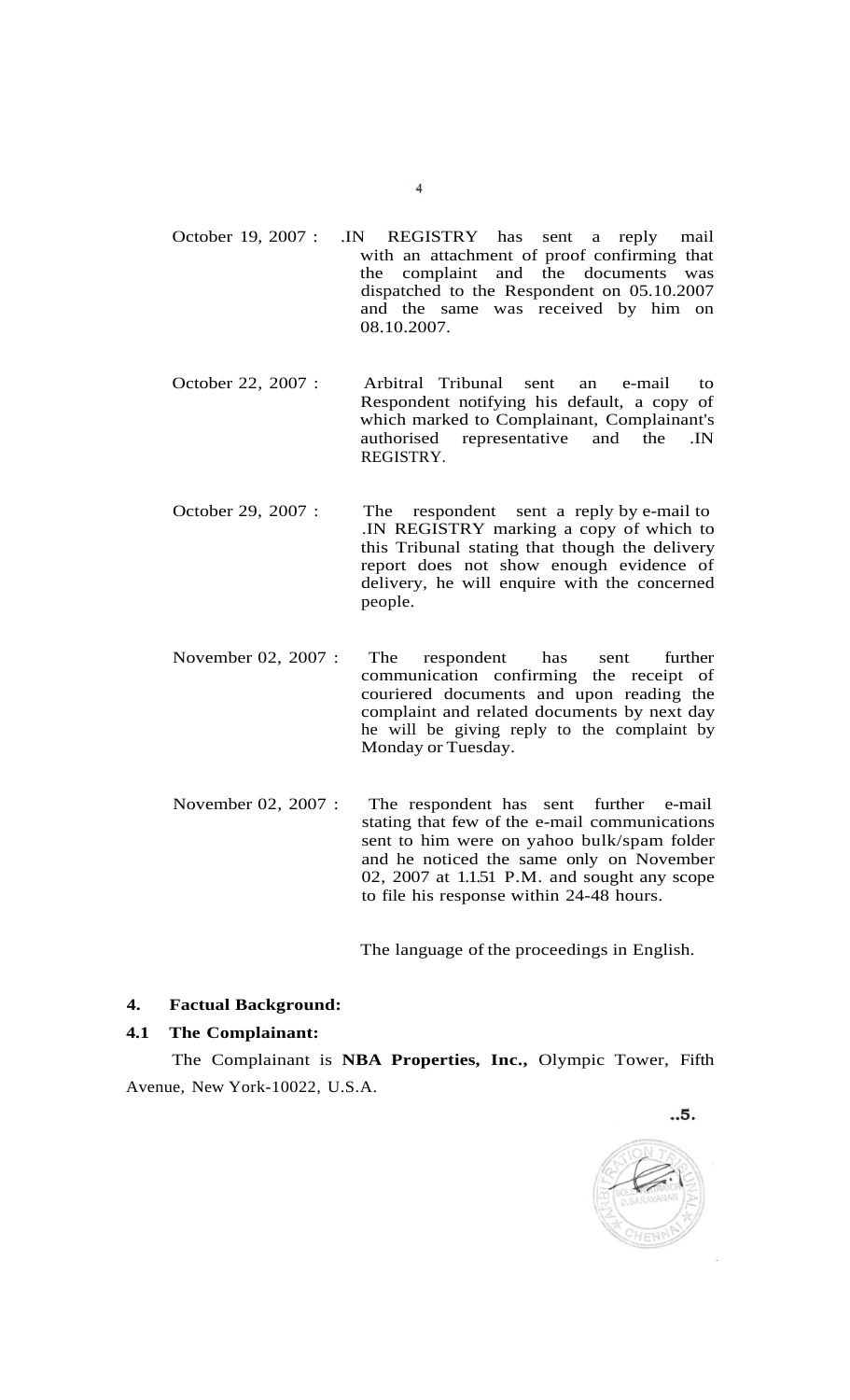October 19, 2007 : .IN REGISTRY has sent a reply mail with an attachment of proof confirming that the complaint and the documents was dispatched to the Respondent on 05.10.2007 and the same was received by him on 08.10.2007.

October 22, 2007 : Arbitral Tribunal sent an e-mail to Respondent notifying his default, a copy of which marked to Complainant, Complainant's authorised representative and the .IN REGISTRY.

October 29, 2007 : The respondent sent a reply by e-mail to .IN REGISTRY marking a copy of which to this Tribunal stating that though the delivery report does not show enough evidence of delivery, he will enquire with the concerned people.

November 02, 2007 : The respondent has sent further communication confirming the receipt of couriered documents and upon reading the complaint and related documents by next day he will be giving reply to the complaint by Monday or Tuesday.

November 02, 2007 : The respondent has sent further e-mail stating that few of the e-mail communications sent to him were on yahoo bulk/spam folder and he noticed the same only on November 02, 2007 at 1.1.51 P.M. and sought any scope to file his response within 24-48 hours.

The language of the proceedings in English.

## 4. Factual Background:

### 4.1 The Complainant:

The Complainant is **NBA Properties, Inc.,** Olympic Tower, Fifth Avenue, New York-10022, U.S.A.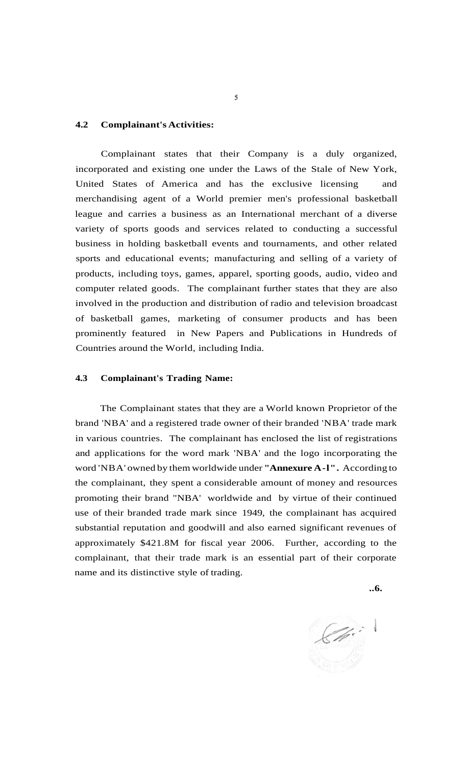**4.2 Complainant's Activities:**

Complainant states that their Company is a duly organized, incorporated and existing one under the Laws of the Stale of New York, United States of America and has the exclusive licensing and merchandising agent of a World premier men's professional basketball league and carries a business as an International merchant of a diverse variety of sports goods and services related to conducting a successful business in holding basketball events and tournaments, and other related sports and educational events; manufacturing and selling of a variety of products, including toys, games, apparel, sporting goods, audio, video and computer related goods. The complainant further states that they are also involved in the production and distribution of radio and television broadcast of basketball games, marketing of consumer products and has been prominently featured in New Papers and Publications in Hundreds of Countries around the World, including India.

**4.3 Complainant's Trading Name:**

The Complainant states that they are a World known Proprietor of the brand 'NBA' and a registered trade owner of their branded 'NBA' trade mark in various countries. The complainant has enclosed the list of registrations and applications for the word mark 'NBA' and the logo incorporating the word 'NBA' owned by them worldwide under **"Annexure A-l".** According to the complainant, they spent a considerable amount of money and resources promoting their brand "NBA" worldwide and by virtue of their continued use of their branded trade mark since 1949, the complainant has acquired substantial reputation and goodwill and also earned significant revenues of approximately $421.8M for fiscal year 2006. Further, according to the complainant, that their trade mark is an essential part of their corporate name and its distinctive style of trading.

**..6.**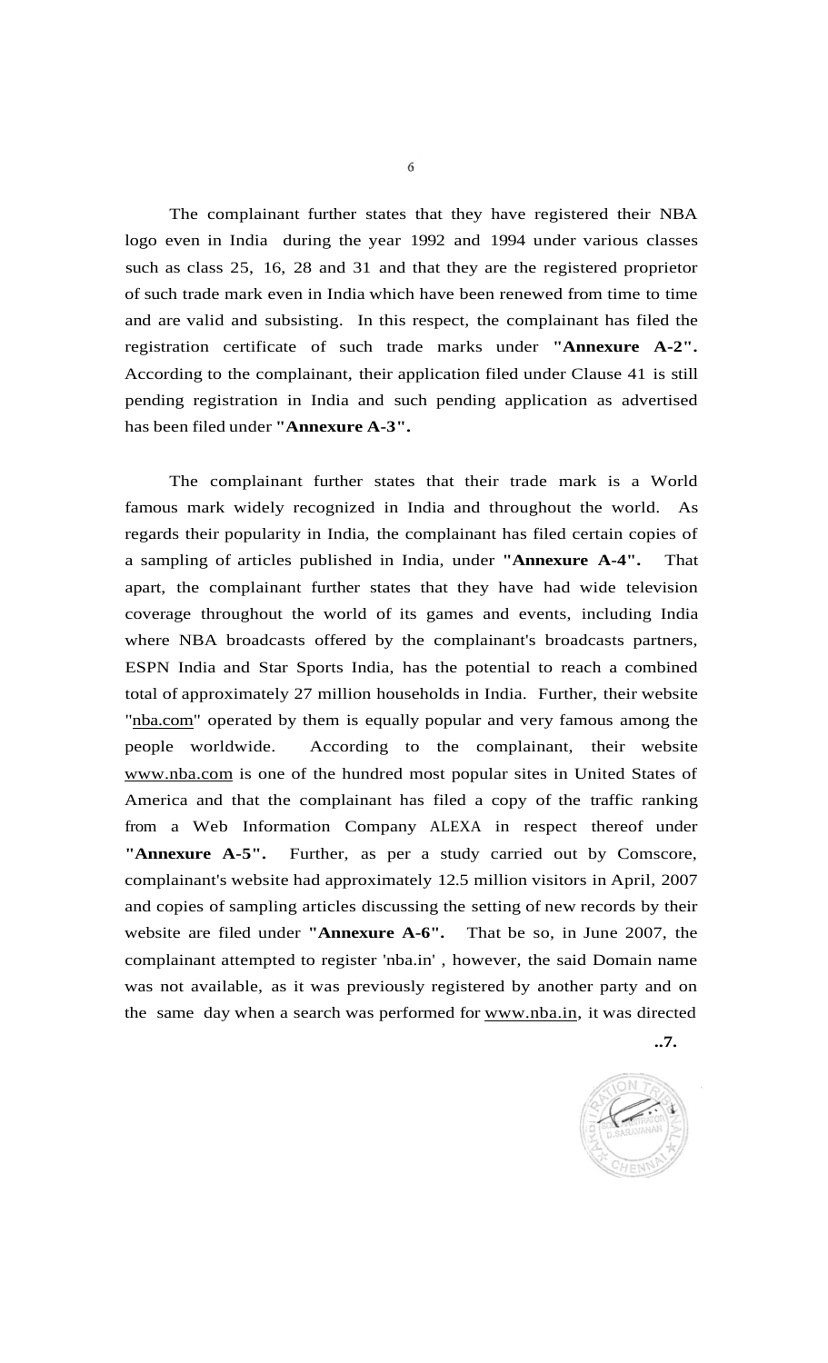The complainant further states that they have registered their NBA logo even in India during the year 1992 and 1994 under various classes such as class 25, 16, 28 and 31 and that they are the registered proprietor of such trade mark even in India which have been renewed from time to time and are valid and subsisting. In this respect, the complainant has filed the registration certificate of such trade marks under **"Annexure A-2".** According to the complainant, their application filed under Clause 41 is still pending registration in India and such pending application as advertised has been filed under **"Annexure A-3".**

The complainant further states that their trade mark is a World famous mark widely recognized in India and throughout the world. As regards their popularity in India, the complainant has filed certain copies of a sampling of articles published in India, under **"Annexure A-4".** That apart, the complainant further states that they have had wide television coverage throughout the world of its games and events, including India where NBA broadcasts offered by the complainant's broadcasts partners, ESPN India and Star Sports India, has the potential to reach a combined total of approximately 27 million households in India. Further, their website "nba.com" operated by them is equally popular and very famous among the people worldwide. According to the complainant, their website www.nba.com is one of the hundred most popular sites in United States of America and that the complainant has filed a copy of the traffic ranking from a Web Information Company ALEXA in respect thereof under **"Annexure A-5".** Further, as per a study carried out by Comscore, complainant's website had approximately 12.5 million visitors in April, 2007 and copies of sampling articles discussing the setting of new records by their website are filed under **"Annexure A-6".** That be so, in June 2007, the complainant attempted to register 'nba.in' , however, the said Domain name was not available, as it was previously registered by another party and on the same day when a search was performed for www.nba.in, it was directed

..7.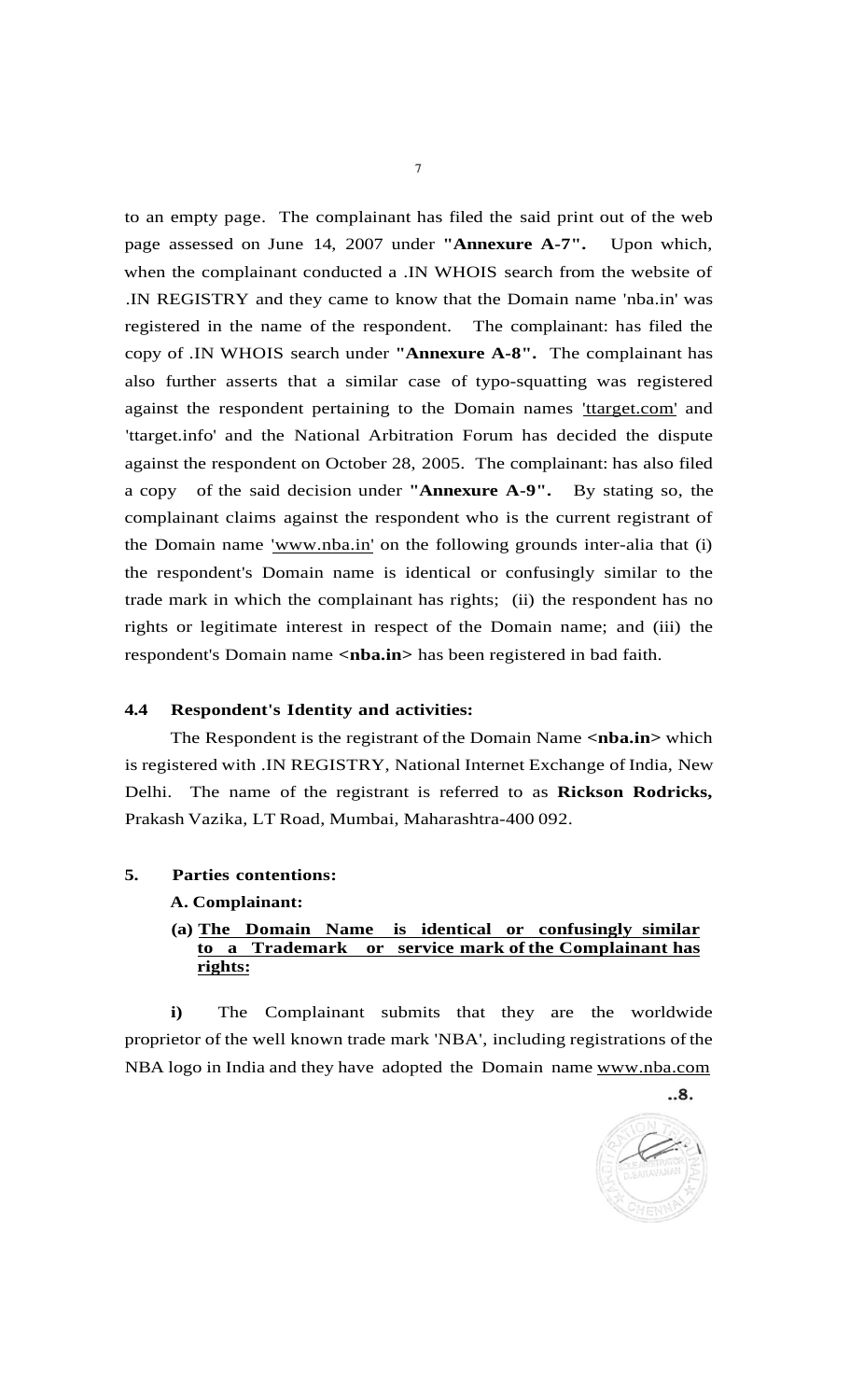to an empty page. The complainant has filed the said print out of the web page assessed on June 14, 2007 under **"Annexure A-7".** Upon which, when the complainant conducted a .IN WHOIS search from the website of .IN REGISTRY and they came to know that the Domain name 'nba.in' was registered in the name of the respondent. The complainant: has filed the copy of .IN WHOIS search under **"Annexure A-8".** The complainant has also further asserts that a similar case of typo-squatting was registered against the respondent pertaining to the Domain names 'ttarget.com' and 'ttarget.info' and the National Arbitration Forum has decided the dispute against the respondent on October 28, 2005. The complainant: has also filed a copy of the said decision under **"Annexure A-9".** By stating so, the complainant claims against the respondent who is the current registrant of the Domain name 'www.nba.in' on the following grounds inter-alia that (i) the respondent's Domain name is identical or confusingly similar to the trade mark in which the complainant has rights; (ii) the respondent has no rights or legitimate interest in respect of the Domain name; and (iii) the respondent's Domain name **<nba.in>** has been registered in bad faith.

**4.4 Respondent's Identity and activities:**

The Respondent is the registrant of the Domain Name **<nba.in>** which is registered with .IN REGISTRY, National Internet Exchange of India, New Delhi. The name of the registrant is referred to as **Rickson Rodricks,** Prakash Vazika, LT Road, Mumbai, Maharashtra-400 092.

**5. Parties contentions:**

**A. Complainant:**

**(a) <u>The Domain Name is identical or confusingly similar to a Trademark or service mark of the Complainant has rights:</u>**

**i)** The Complainant submits that they are the worldwide proprietor of the well known trade mark 'NBA', including registrations of the NBA logo in India and they have adopted the Domain name www.nba.com

..8.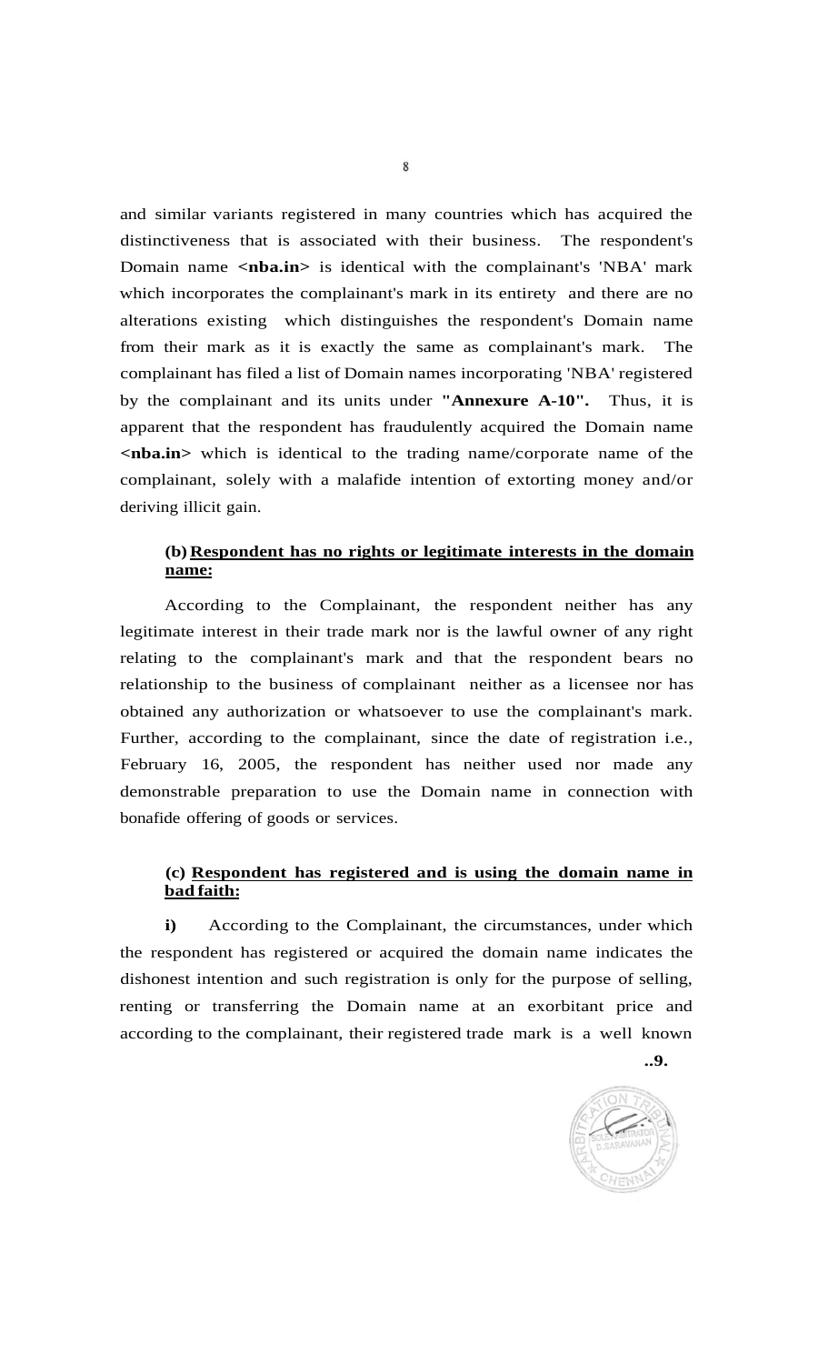and similar variants registered in many countries which has acquired the distinctiveness that is associated with their business. The respondent's Domain name **<nba.in>** is identical with the complainant's 'NBA' mark which incorporates the complainant's mark in its entirety and there are no alterations existing which distinguishes the respondent's Domain name from their mark as it is exactly the same as complainant's mark. The complainant has filed a list of Domain names incorporating 'NBA' registered by the complainant and its units under **"Annexure A-10".** Thus, it is apparent that the respondent has fraudulently acquired the Domain name **<nba.in>** which is identical to the trading name/corporate name of the complainant, solely with a malafide intention of extorting money and/or deriving illicit gain.

**(b) <u>Respondent has no rights or legitimate interests in the domain name:</u>**

According to the Complainant, the respondent neither has any legitimate interest in their trade mark nor is the lawful owner of any right relating to the complainant's mark and that the respondent bears no relationship to the business of complainant neither as a licensee nor has obtained any authorization or whatsoever to use the complainant's mark. Further, according to the complainant, since the date of registration i.e., February 16, 2005, the respondent has neither used nor made any demonstrable preparation to use the Domain name in connection with bonafide offering of goods or services.

**(c) <u>Respondent has registered and is using the domain name in bad faith:</u>**

**i)** According to the Complainant, the circumstances, under which the respondent has registered or acquired the domain name indicates the dishonest intention and such registration is only for the purpose of selling, renting or transferring the Domain name at an exorbitant price and according to the complainant, their registered trade mark is a well known

..9.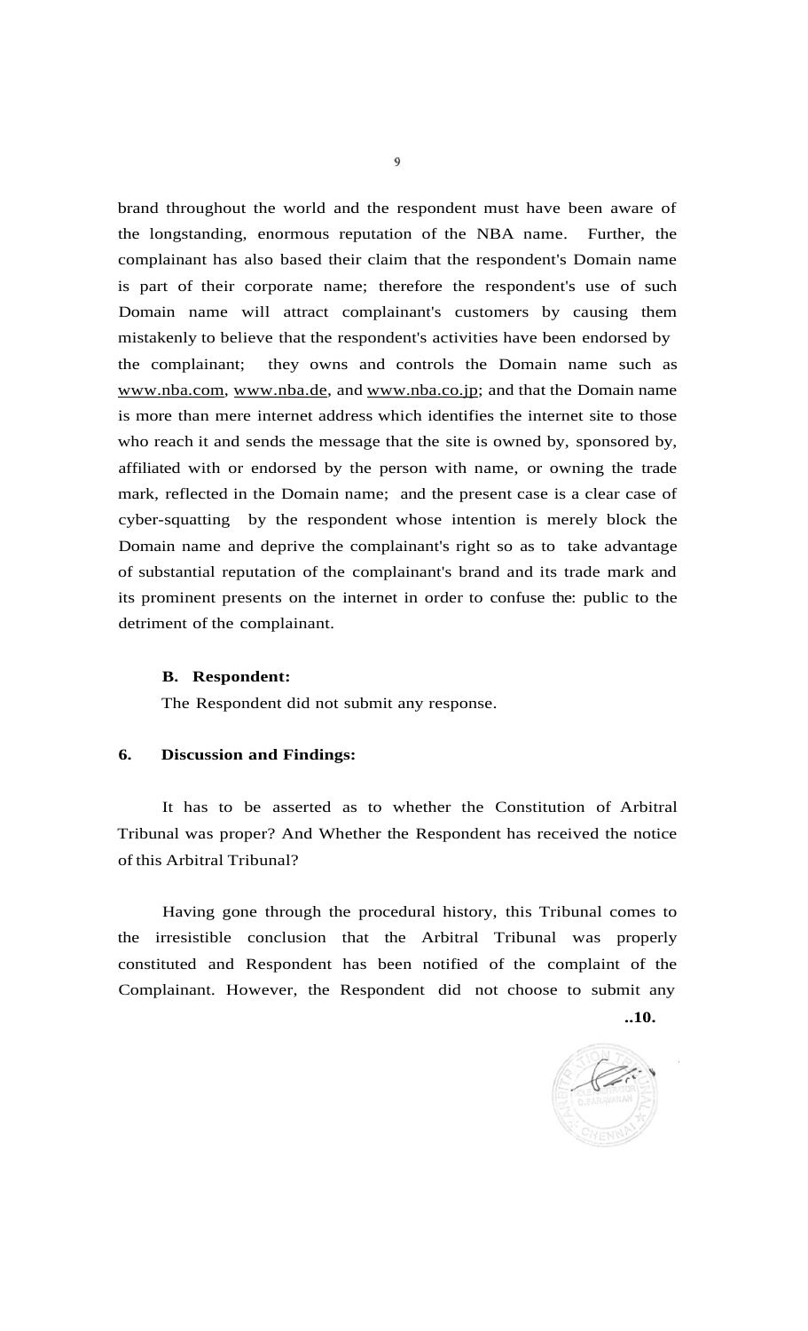brand throughout the world and the respondent must have been aware of the longstanding, enormous reputation of the NBA name. Further, the complainant has also based their claim that the respondent's Domain name is part of their corporate name; therefore the respondent's use of such Domain name will attract complainant's customers by causing them mistakenly to believe that the respondent's activities have been endorsed by the complainant; they owns and controls the Domain name such as www.nba.com, www.nba.de, and www.nba.co.jp; and that the Domain name is more than mere internet address which identifies the internet site to those who reach it and sends the message that the site is owned by, sponsored by, affiliated with or endorsed by the person with name, or owning the trade mark, reflected in the Domain name; and the present case is a clear case of cyber-squatting by the respondent whose intention is merely block the Domain name and deprive the complainant's right so as to take advantage of substantial reputation of the complainant's brand and its trade mark and its prominent presents on the internet in order to confuse the: public to the detriment of the complainant.

**B. Respondent:**

The Respondent did not submit any response.

**6. Discussion and Findings:**

It has to be asserted as to whether the Constitution of Arbitral Tribunal was proper? And Whether the Respondent has received the notice of this Arbitral Tribunal?

Having gone through the procedural history, this Tribunal comes to the irresistible conclusion that the Arbitral Tribunal was properly constituted and Respondent has been notified of the complaint of the Complainant. However, the Respondent did not choose to submit any

**..10.**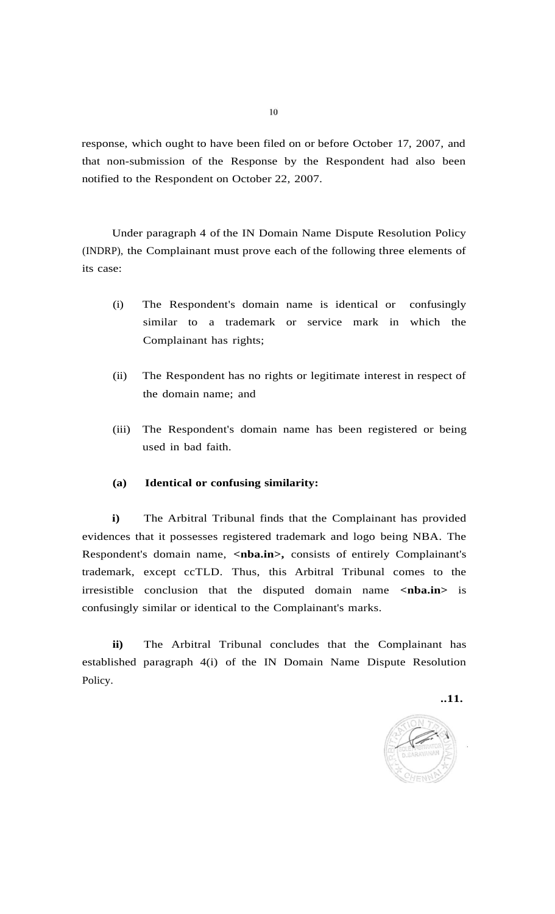response, which ought to have been filed on or before October 17, 2007, and that non-submission of the Response by the Respondent had also been notified to the Respondent on October 22, 2007.

Under paragraph 4 of the IN Domain Name Dispute Resolution Policy (INDRP), the Complainant must prove each of the following three elements of its case:

(i) The Respondent's domain name is identical or confusingly similar to a trademark or service mark in which the Complainant has rights;

(ii) The Respondent has no rights or legitimate interest in respect of the domain name; and

(iii) The Respondent's domain name has been registered or being used in bad faith.

**(a) Identical or confusing similarity:**

**i)** The Arbitral Tribunal finds that the Complainant has provided evidences that it possesses registered trademark and logo being NBA. The Respondent's domain name, **<nba.in>,** consists of entirely Complainant's trademark, except ccTLD. Thus, this Arbitral Tribunal comes to the irresistible conclusion that the disputed domain name **<nba.in>** is confusingly similar or identical to the Complainant's marks.

**ii)** The Arbitral Tribunal concludes that the Complainant has established paragraph 4(i) of the IN Domain Name Dispute Resolution Policy.

**..11.**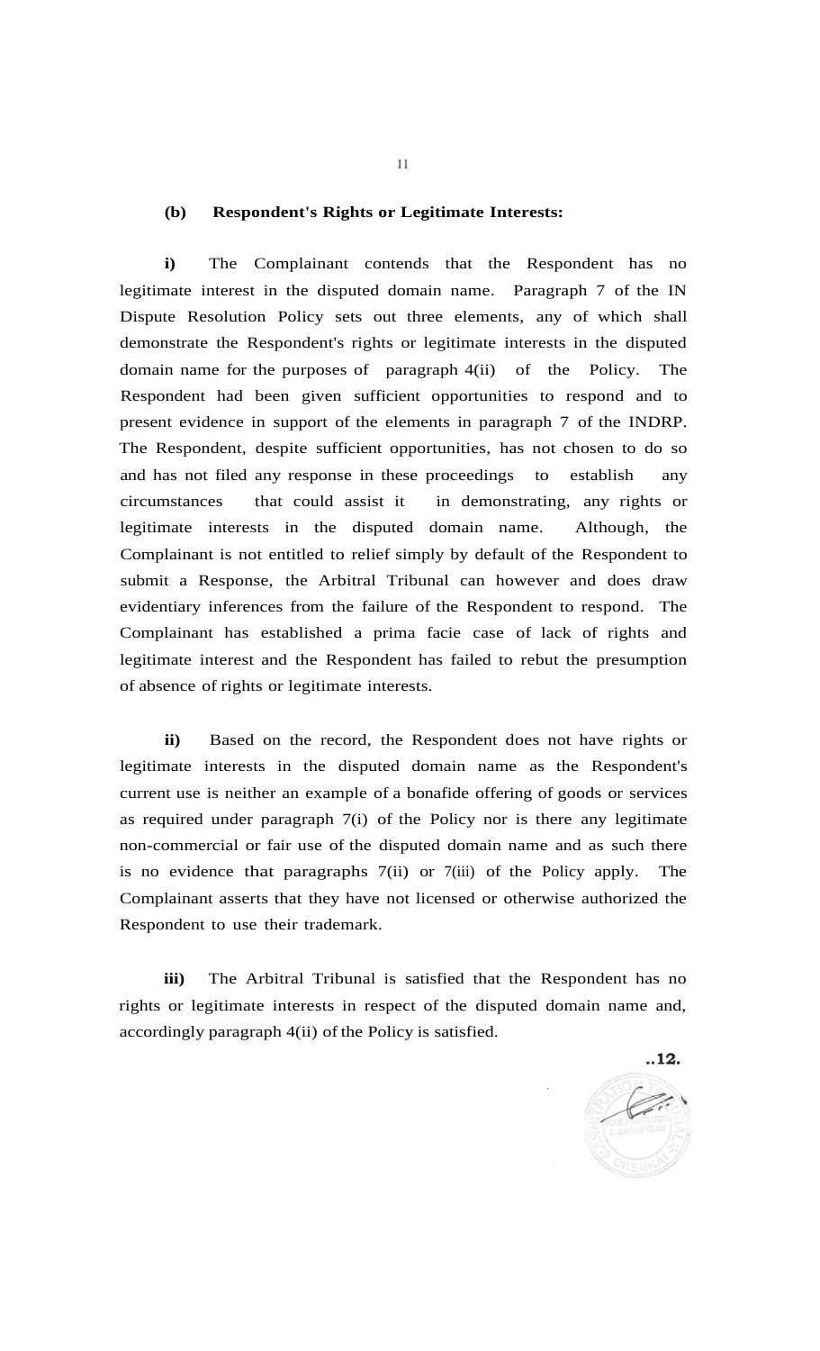**(b) Respondent's Rights or Legitimate Interests:**

**i)** The Complainant contends that the Respondent has no legitimate interest in the disputed domain name. Paragraph 7 of the IN Dispute Resolution Policy sets out three elements, any of which shall demonstrate the Respondent's rights or legitimate interests in the disputed domain name for the purposes of paragraph 4(ii) of the Policy. The Respondent had been given sufficient opportunities to respond and to present evidence in support of the elements in paragraph 7 of the INDRP. The Respondent, despite sufficient opportunities, has not chosen to do so and has not filed any response in these proceedings to establish any circumstances that could assist it in demonstrating, any rights or legitimate interests in the disputed domain name. Although, the Complainant is not entitled to relief simply by default of the Respondent to submit a Response, the Arbitral Tribunal can however and does draw evidentiary inferences from the failure of the Respondent to respond. The Complainant has established a prima facie case of lack of rights and legitimate interest and the Respondent has failed to rebut the presumption of absence of rights or legitimate interests.

**ii)** Based on the record, the Respondent does not have rights or legitimate interests in the disputed domain name as the Respondent's current use is neither an example of a bonafide offering of goods or services as required under paragraph 7(i) of the Policy nor is there any legitimate non-commercial or fair use of the disputed domain name and as such there is no evidence that paragraphs 7(ii) or 7(iii) of the Policy apply. The Complainant asserts that they have not licensed or otherwise authorized the Respondent to use their trademark.

**iii)** The Arbitral Tribunal is satisfied that the Respondent has no rights or legitimate interests in respect of the disputed domain name and, accordingly paragraph 4(ii) of the Policy is satisfied.

..12.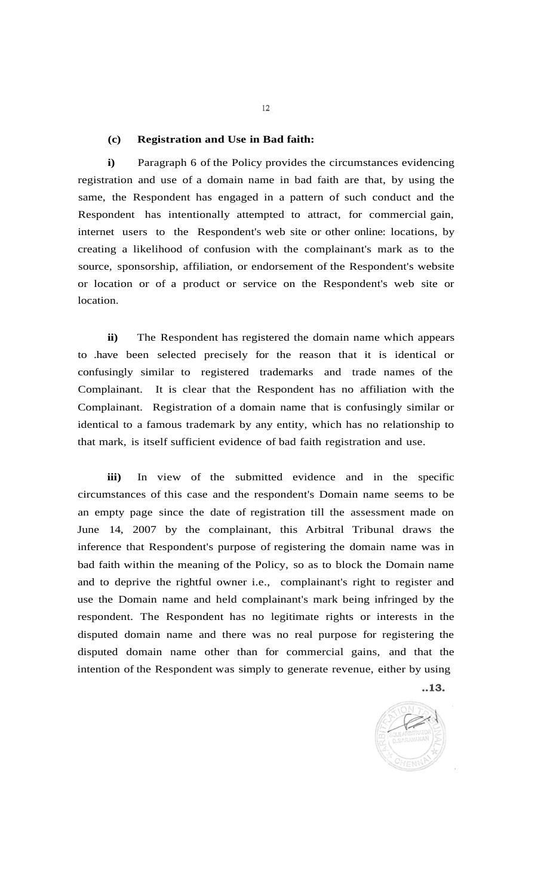**(c) Registration and Use in Bad faith:**

**i)** Paragraph 6 of the Policy provides the circumstances evidencing registration and use of a domain name in bad faith are that, by using the same, the Respondent has engaged in a pattern of such conduct and the Respondent has intentionally attempted to attract, for commercial gain, internet users to the Respondent's web site or other online: locations, by creating a likelihood of confusion with the complainant's mark as to the source, sponsorship, affiliation, or endorsement of the Respondent's website or location or of a product or service on the Respondent's web site or location.

**ii)** The Respondent has registered the domain name which appears to .have been selected precisely for the reason that it is identical or confusingly similar to registered trademarks and trade names of the Complainant. It is clear that the Respondent has no affiliation with the Complainant. Registration of a domain name that is confusingly similar or identical to a famous trademark by any entity, which has no relationship to that mark, is itself sufficient evidence of bad faith registration and use.

**iii)** In view of the submitted evidence and in the specific circumstances of this case and the respondent's Domain name seems to be an empty page since the date of registration till the assessment made on June 14, 2007 by the complainant, this Arbitral Tribunal draws the inference that Respondent's purpose of registering the domain name was in bad faith within the meaning of the Policy, so as to block the Domain name and to deprive the rightful owner i.e., complainant's right to register and use the Domain name and held complainant's mark being infringed by the respondent. The Respondent has no legitimate rights or interests in the disputed domain name and there was no real purpose for registering the disputed domain name other than for commercial gains, and that the intention of the Respondent was simply to generate revenue, either by using

..13.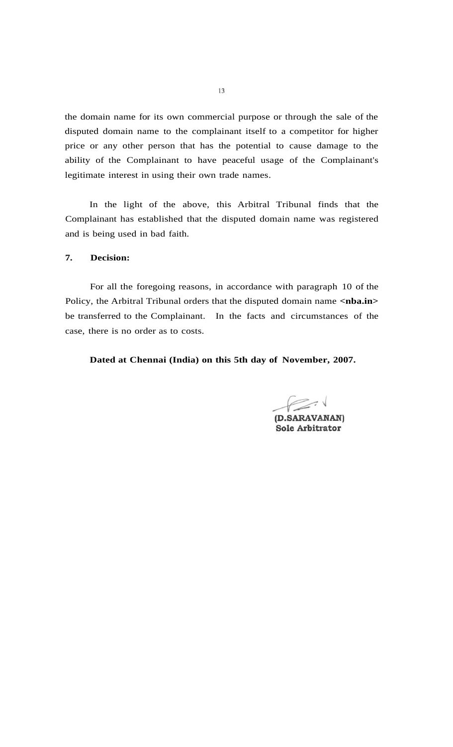the domain name for its own commercial purpose or through the sale of the disputed domain name to the complainant itself to a competitor for higher price or any other person that has the potential to cause damage to the ability of the Complainant to have peaceful usage of the Complainant's legitimate interest in using their own trade names.

In the light of the above, this Arbitral Tribunal finds that the Complainant has established that the disputed domain name was registered and is being used in bad faith.

## 7. Decision:

For all the foregoing reasons, in accordance with paragraph 10 of the Policy, the Arbitral Tribunal orders that the disputed domain name **<nba.in>** be transferred to the Complainant. In the facts and circumstances of the case, there is no order as to costs.

**Dated at Chennai (India) on this 5th day of November, 2007.**

**(D.SARAVANAN)**
**Sole Arbitrator**